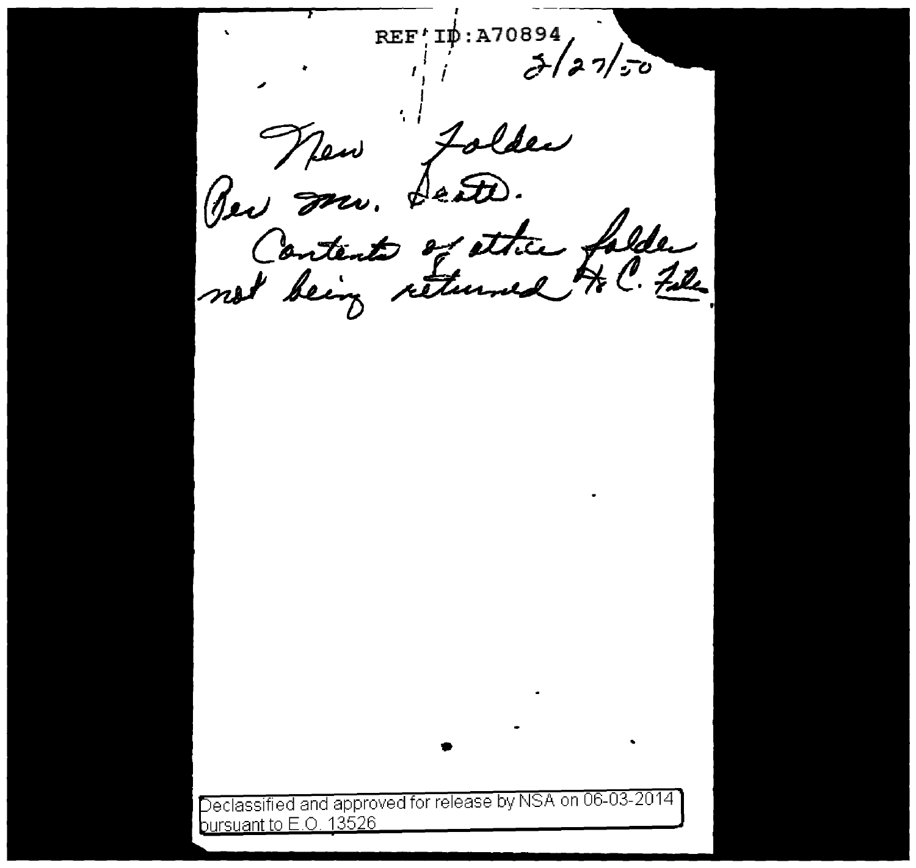REF ID:A70894

3/27/50

New Folder
Per Mr. Seath.
Contents of other folder
not being returned to C. File.

Declassified and approved for release by NSA on 06-03-2014 pursuant to E.O. 13526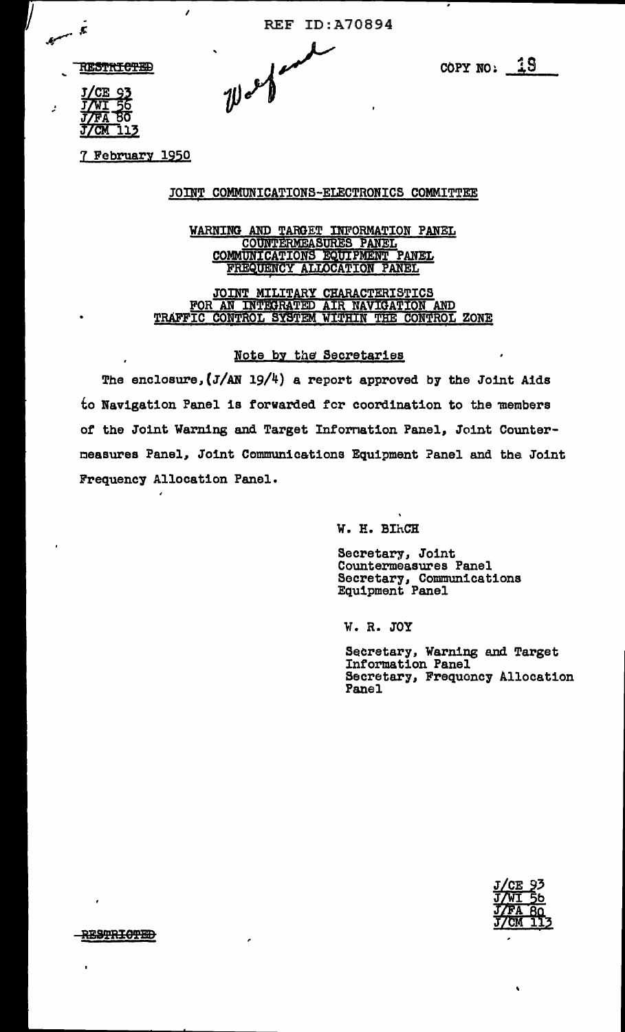REF ID:A70894

RESTRICTED

COPY NO: 19

J/CE 93
J/WI 56
J/FA 80
J/CM 113

7 February 1950

JOINT COMMUNICATIONS-ELECTRONICS COMMITTEE

WARNING AND TARGET INFORMATION PANEL
COUNTERMEASURES PANEL
COMMUNICATIONS EQUIPMENT PANEL
FREQUENCY ALLOCATION PANEL

JOINT MILITARY CHARACTERISTICS
FOR AN INTEGRATED AIR NAVIGATION AND
TRAFFIC CONTROL SYSTEM WITHIN THE CONTROL ZONE

Note by the Secretaries

The enclosure, (J/AN 19/4) a report approved by the Joint Aids to Navigation Panel is forwarded for coordination to the members of the Joint Warning and Target Information Panel, Joint Countermeasures Panel, Joint Communications Equipment Panel and the Joint Frequency Allocation Panel.

W. H. BIRCH

Secretary, Joint Countermeasures Panel
Secretary, Communications Equipment Panel

W. R. JOY

Secretary, Warning and Target Information Panel
Secretary, Frequency Allocation Panel

J/CE 93
J/WI 56
J/FA 80
J/CM 113

RESTRICTED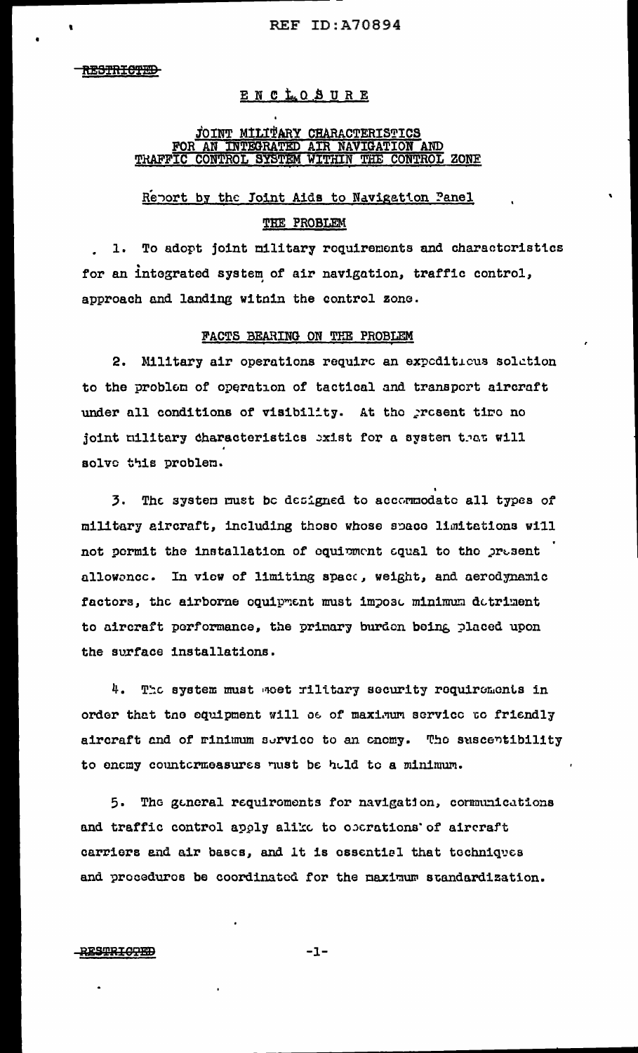ENCLOSURE

## JOINT MILITARY CHARACTERISTICS FOR AN INTEGRATED AIR NAVIGATION AND TRAFFIC CONTROL SYSTEM WITHIN THE CONTROL ZONE

### Report by the Joint Aids to Navigation Panel

### THE PROBLEM

1. To adopt joint military requirements and characteristics for an integrated system of air navigation, traffic control, approach and landing within the control zone.

### FACTS BEARING ON THE PROBLEM

2. Military air operations require an expeditious solution to the problem of operation of tactical and transport aircraft under all conditions of visibility. At the present time no joint military characteristics exist for a system that will solve this problem.

3. The system must be designed to accommodate all types of military aircraft, including those whose space limitations will not permit the installation of equipment equal to the present allowance. In view of limiting space, weight, and aerodynamic factors, the airborne equipment must impose minimum detriment to aircraft performance, the primary burden being placed upon the surface installations.

4. The system must meet military security requirements in order that the equipment will be of maximum service to friendly aircraft and of minimum service to an enemy. The susceptibility to enemy countermeasures must be held to a minimum.

5. The general requirements for navigation, communications and traffic control apply alike to operations of aircraft carriers and air bases, and it is essential that techniques and procedures be coordinated for the maximum standardization.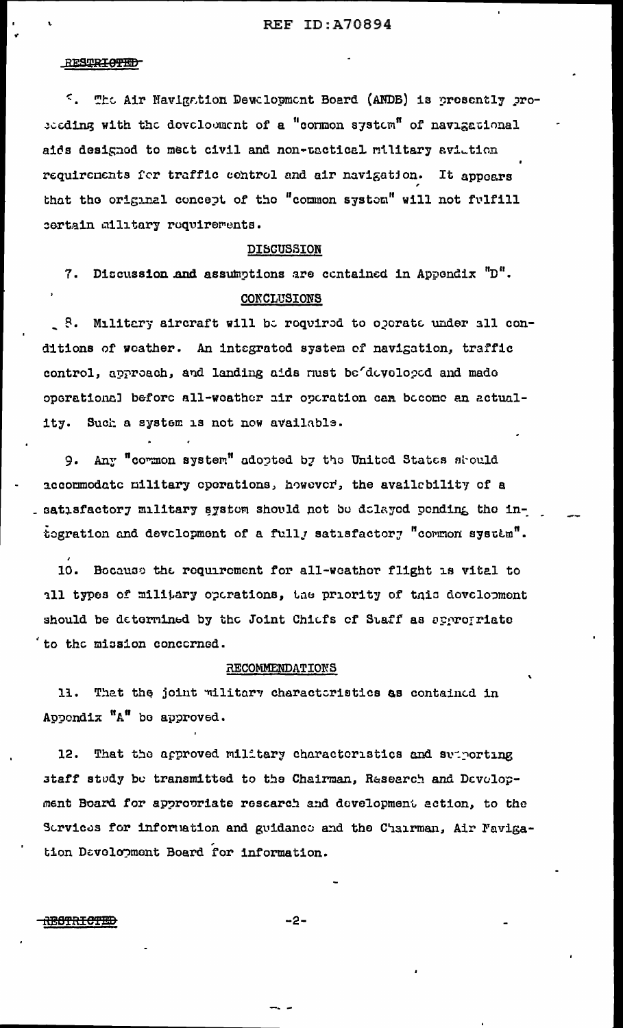RESTRICTED

6. The Air Navigation Development Board (ANDB) is presently proceeding with the development of a "common system" of navigational aids designed to meet civil and non-tactical military aviation requirements for traffic control and air navigation. It appears that the original concept of the "common system" will not fulfill certain military requirements.

## DISCUSSION

7. Discussion and assumptions are contained in Appendix "D".

## CONCLUSIONS

8. Military aircraft will be required to operate under all conditions of weather. An integrated system of navigation, traffic control, approach, and landing aids must be developed and made operational before all-weather air operation can become an actuality. Such a system is not now available.

9. Any "common system" adopted by the United States should accommodate military operations, however, the availability of a satisfactory military system should not be delayed pending the integration and development of a fully satisfactory "common system".

10. Because the requirement for all-weather flight is vital to all types of military operations, the priority of this development should be determined by the Joint Chiefs of Staff as appropriate to the mission concerned.

## RECOMMENDATIONS

11. That the joint military characteristics as contained in Appendix "A" be approved.

12. That the approved military characteristics and supporting staff study be transmitted to the Chairman, Research and Development Board for appropriate research and development action, to the Services for information and guidance and the Chairman, Air Navigation Development Board for information.

RESTRICTED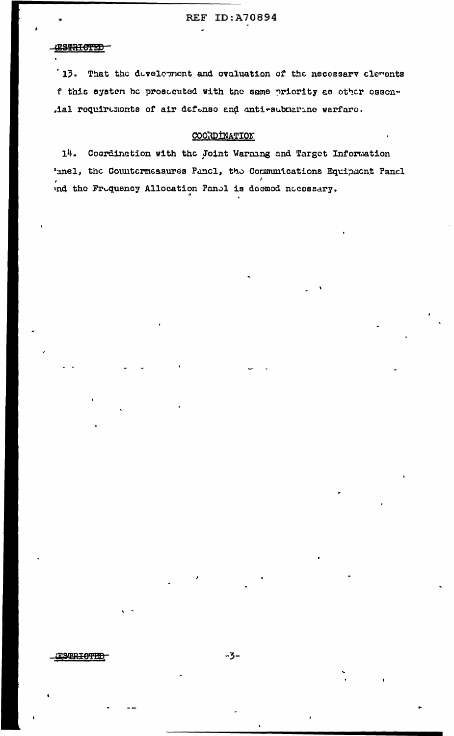RESTRICTED

13. That the development and evaluation of the necessary elements of this system be prosecuted with the same priority as other essential requirements of air defense and anti-submarine warfare.

## COORDINATION

14. Coordination with the Joint Warning and Target Information Panel, the Countermeasures Panel, the Communications Equipment Panel and the Frequency Allocation Panel is deemed necessary.

RESTRICTED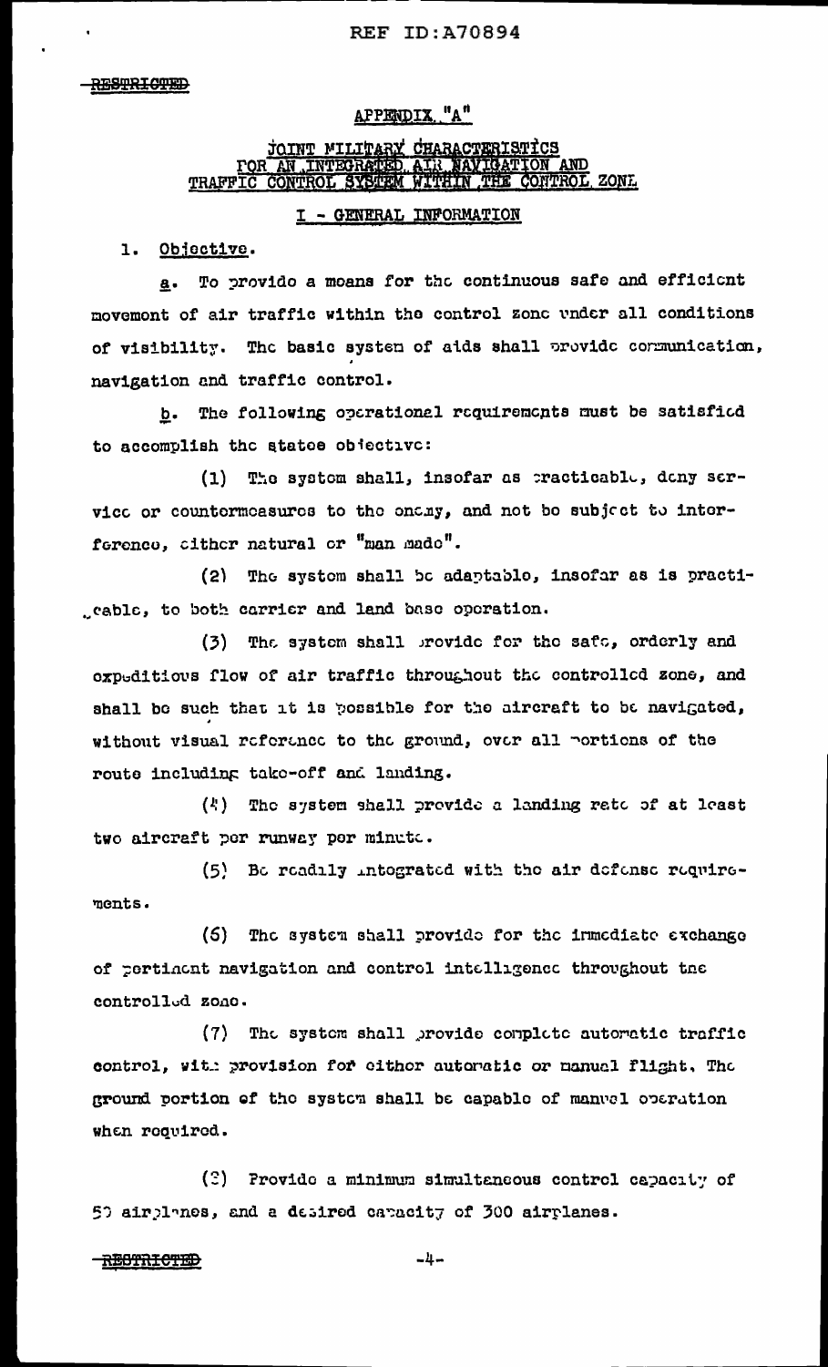RESTRICTED

## APPENDIX "A"

### JOINT MILITARY CHARACTERISTICS FOR AN INTEGRATED AIR NAVIGATION AND TRAFFIC CONTROL SYSTEM WITHIN THE CONTROL ZONE

#### I - GENERAL INFORMATION

1. Objective.

a. To provide a means for the continuous safe and efficient movement of air traffic within the control zone under all conditions of visibility. The basic system of aids shall provide communication, navigation and traffic control.

b. The following operational requirements must be satisfied to accomplish the stated objective:

(1) The system shall, insofar as practicable, deny service or countermeasures to the enemy, and not be subject to interference, either natural or "man made".

(2) The system shall be adaptable, insofar as is practicable, to both carrier and land base operation.

(3) The system shall provide for the safe, orderly and expeditious flow of air traffic throughout the controlled zone, and shall be such that it is possible for the aircraft to be navigated, without visual reference to the ground, over all portions of the route including take-off and landing.

(4) The system shall provide a landing rate of at least two aircraft per runway per minute.

(5) Be readily integrated with the air defense requirements.

(6) The system shall provide for the immediate exchange of pertinent navigation and control intelligence throughout the controlled zone.

(7) The system shall provide complete automatic traffic control, with provision for either automatic or manual flight. The ground portion of the system shall be capable of manual operation when required.

(8) Provide a minimum simultaneous control capacity of 50 airplanes, and a desired capacity of 300 airplanes.

RESTRICTED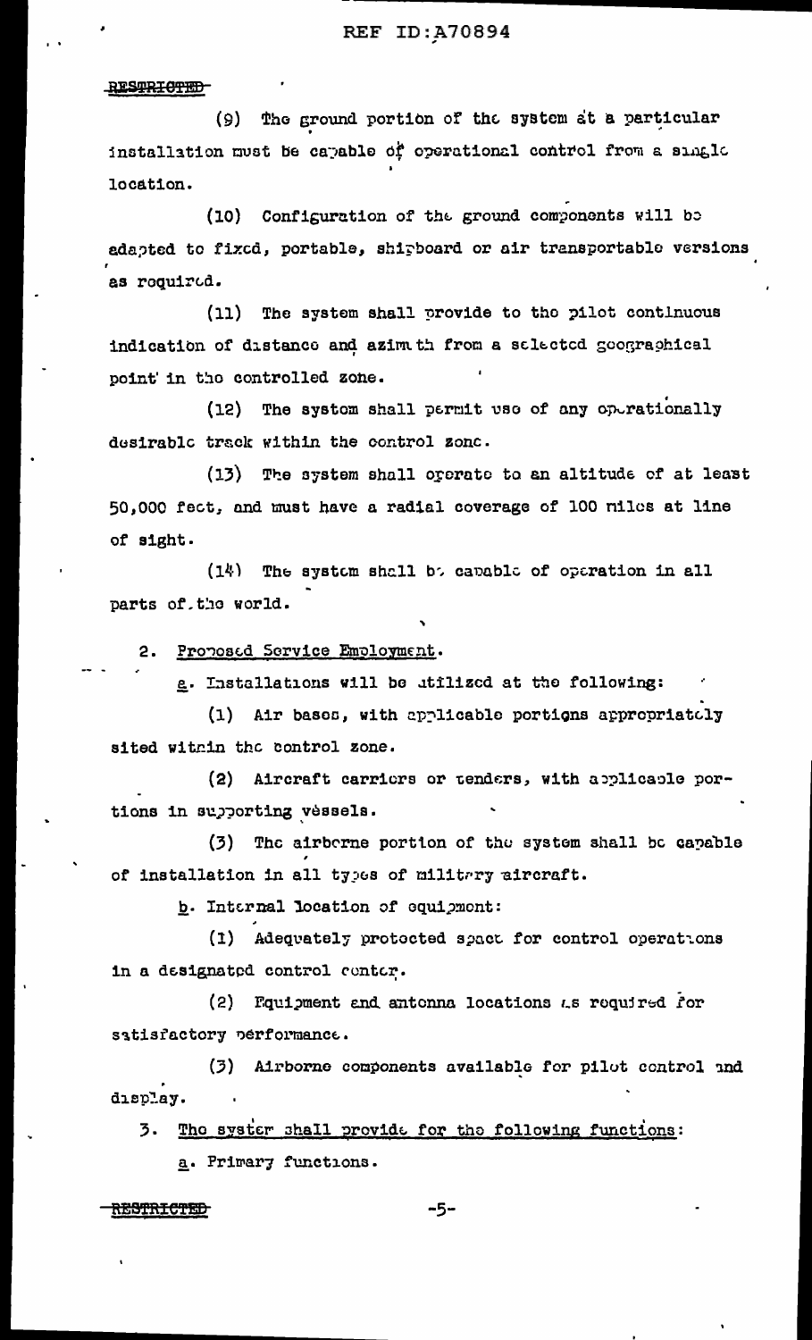RESTRICTED

(9) The ground portion of the system at a particular installation must be capable of operational control from a single location.

(10) Configuration of the ground components will be adapted to fixed, portable, shipboard or air transportable versions as required.

(11) The system shall provide to the pilot continuous indication of distance and azimuth from a selected geographical point in the controlled zone.

(12) The system shall permit use of any operationally desirable track within the control zone.

(13) The system shall operate to an altitude of at least 50,000 feet, and must have a radial coverage of 100 miles at line of sight.

(14) The system shall be capable of operation in all parts of the world.

2. Proposed Service Employment.

a. Installations will be utilized at the following:

(1) Air bases, with applicable portions appropriately sited within the control zone.

(2) Aircraft carriers or tenders, with applicable portions in supporting vessels.

(3) The airborne portion of the system shall be capable of installation in all types of military aircraft.

b. Internal location of equipment:

(1) Adequately protected space for control operations in a designated control center.

(2) Equipment and antenna locations as required for satisfactory performance.

(3) Airborne components available for pilot control and display.

3. The system shall provide for the following functions:

a. Primary functions.

RESTRICTED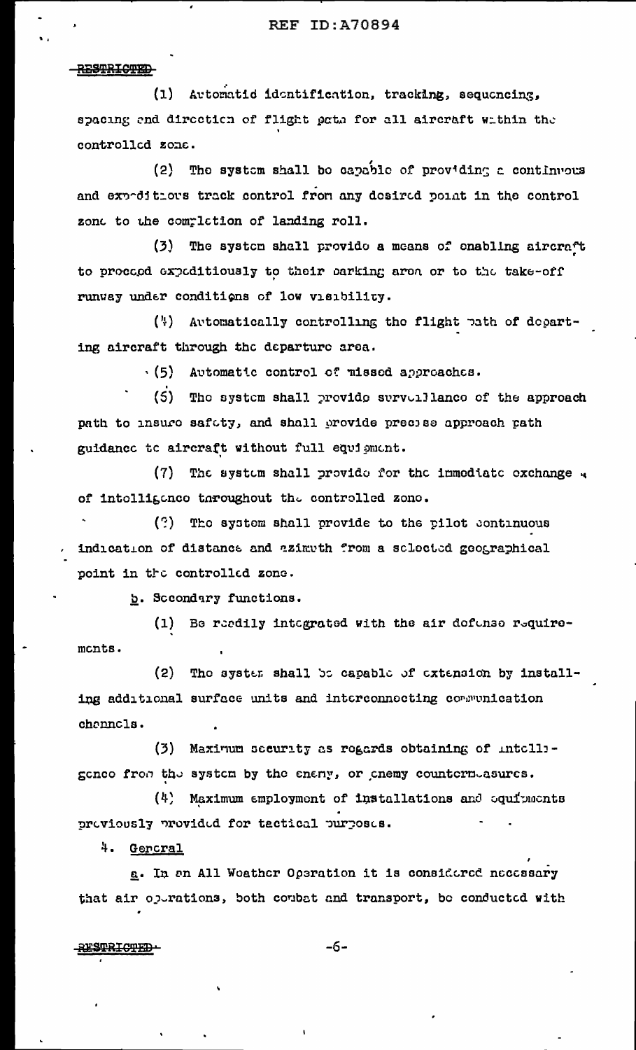RESTRICTED

(1) Automatic identification, tracking, sequencing, spacing and direction of flight path for all aircraft within the controlled zone.

(2) The system shall be capable of providing a continuous and expeditious track control from any desired point in the control zone to the completion of landing roll.

(3) The system shall provide a means of enabling aircraft to proceed expeditiously to their parking area or to the take-off runway under conditions of low visibility.

(4) Automatically controlling the flight path of departing aircraft through the departure area.

(5) Automatic control of missed approaches.

(6) The system shall provide surveillance of the approach path to insure safety, and shall provide precise approach path guidance to aircraft without full equipment.

(7) The system shall provide for the immediate exchange of intelligence throughout the controlled zone.

(8) The system shall provide to the pilot continuous indication of distance and azimuth from a selected geographical point in the controlled zone.

b. Secondary functions.

(1) Be readily integrated with the air defense requirements.

(2) The system shall be capable of extension by installing additional surface units and interconnecting communication channels.

(3) Maximum security as regards obtaining of intelligence from the system by the enemy, or enemy countermeasures.

(4) Maximum employment of installations and equipments previously provided for tactical purposes.

4. General

a. In an All Weather Operation it is considered necessary that air operations, both combat and transport, be conducted with

RESTRICTED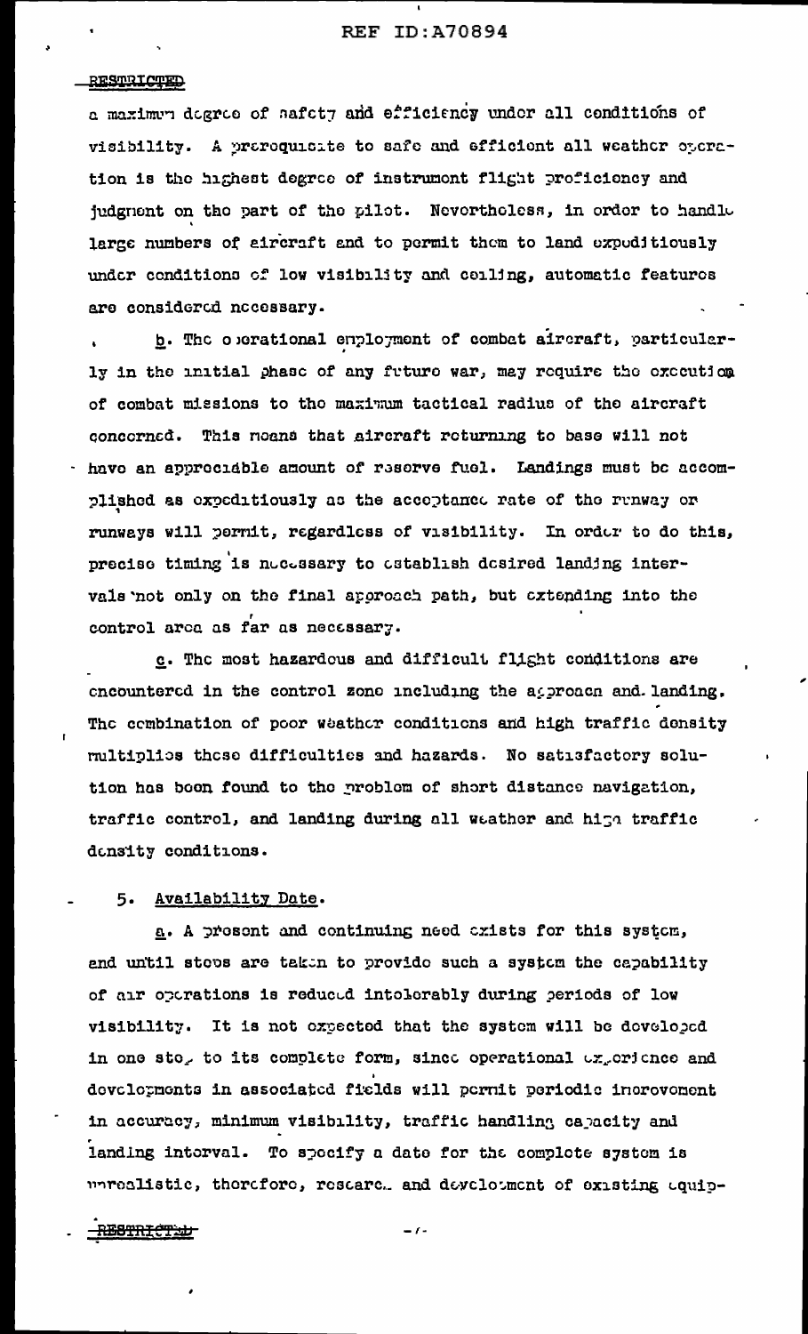RESTRICTED

a maximum degree of safety and efficiency under all conditions of visibility. A prerequisite to safe and efficient all weather operation is the highest degree of instrument flight proficiency and judgment on the part of the pilot. Nevertheless, in order to handle large numbers of aircraft and to permit them to land expeditiously under conditions of low visibility and ceiling, automatic features are considered necessary.

b. The operational employment of combat aircraft, particularly in the initial phase of any future war, may require the execution of combat missions to the maximum tactical radius of the aircraft concerned. This means that aircraft returning to base will not have an appreciable amount of reserve fuel. Landings must be accomplished as expeditiously as the acceptance rate of the runway or runways will permit, regardless of visibility. In order to do this, precise timing is necessary to establish desired landing intervals not only on the final approach path, but extending into the control area as far as necessary.

c. The most hazardous and difficult flight conditions are encountered in the control zone including the approach and landing. The combination of poor weather conditions and high traffic density multiplies these difficulties and hazards. No satisfactory solution has been found to the problem of short distance navigation, traffic control, and landing during all weather and high traffic density conditions.

5. Availability Date.

a. A present and continuing need exists for this system, and until steps are taken to provide such a system the capability of air operations is reduced intolerably during periods of low visibility. It is not expected that the system will be developed in one step to its complete form, since operational experience and developments in associated fields will permit periodic improvement in accuracy, minimum visibility, traffic handling capacity and landing interval. To specify a date for the complete system is unrealistic, therefore, research and development of existing equip-

RESTRICTED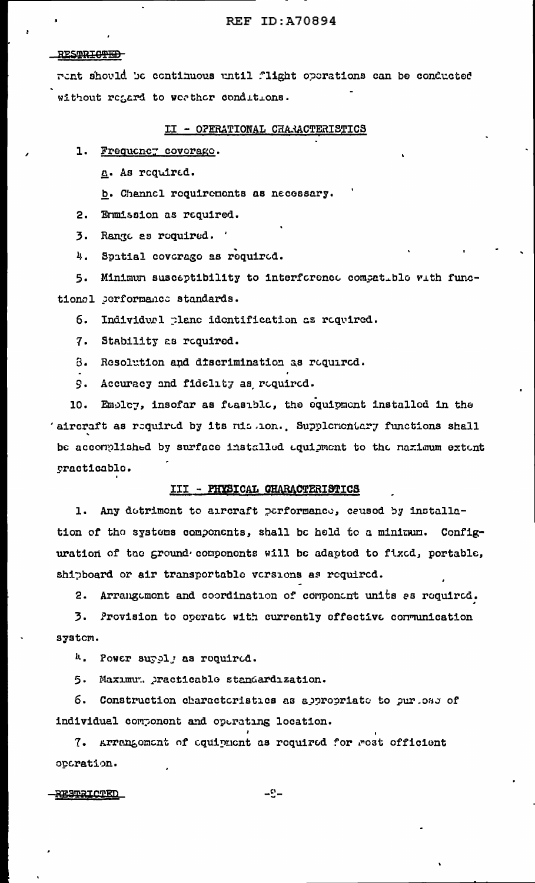RESTRICTED

ment should be continuous until flight operations can be conducted without regard to weather conditions.

## II - OPERATIONAL CHARACTERISTICS

1. Frequency coverage.

   a. As required.

   b. Channel requirements as necessary.

2. Emmission as required.

3. Range as required.

4. Spatial coverage as required.

5. Minimum susceptibility to interference compatible with functional performance standards.

6. Individual plane identification as required.

7. Stability as required.

8. Resolution and discrimination as required.

9. Accuracy and fidelity as required.

10. Employ, insofar as feasible, the equipment installed in the aircraft as required by its mission. Supplementary functions shall be accomplished by surface installed equipment to the maximum extent practicable.

## III - PHYSICAL CHARACTERISTICS

1. Any detriment to aircraft performance, caused by installation of the systems components, shall be held to a minimum. Configuration of the ground components will be adapted to fixed, portable, shipboard or air transportable versions as required.

2. Arrangement and coordination of component units as required.

3. Provision to operate with currently effective communication system.

4. Power supply as required.

5. Maximum practicable standardization.

6. Construction characteristics as appropriate to purposes of individual component and operating location.

7. Arrangement of equipment as required for most efficient operation.

RESTRICTED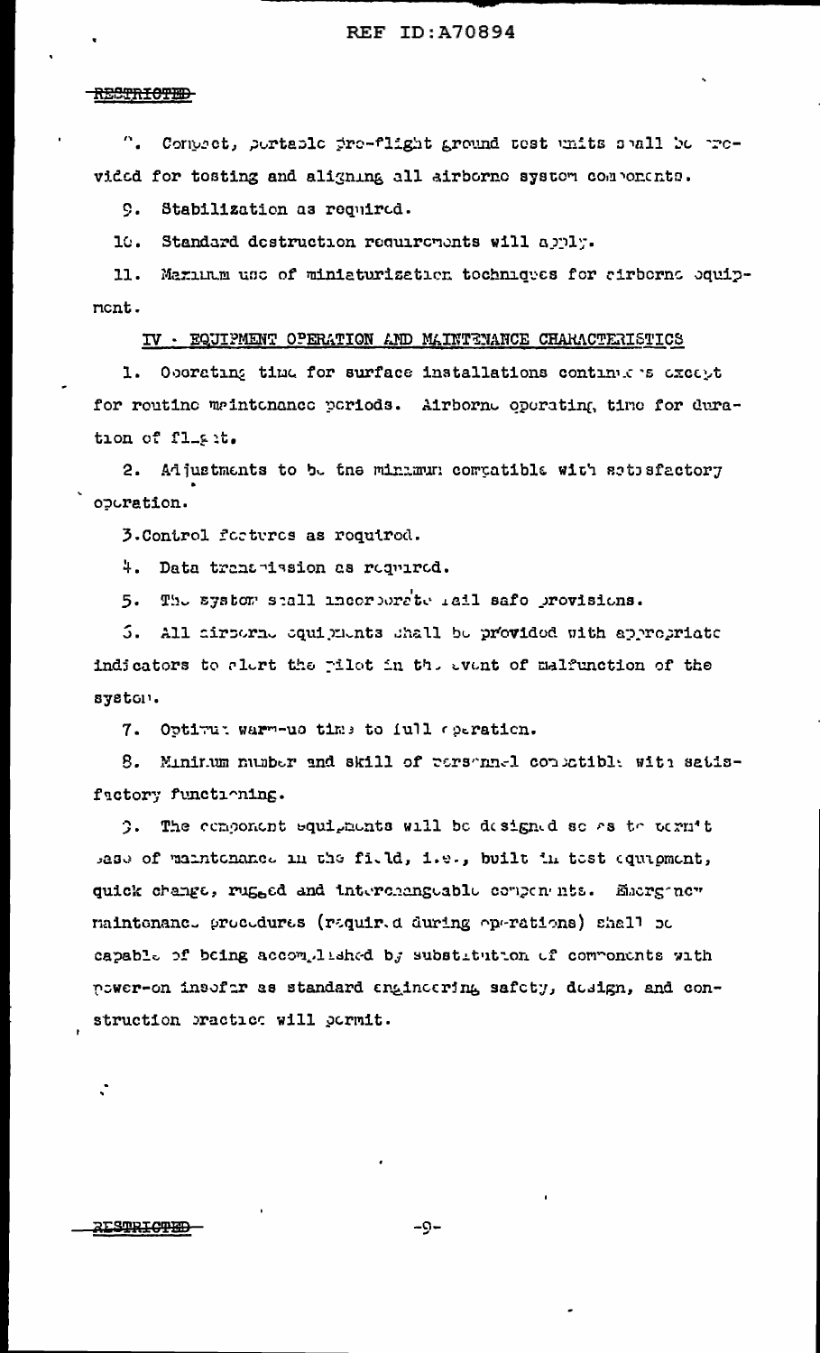RESTRICTED

8. Compact, portable pre-flight ground test units shall be provided for testing and aligning all airborne system components.

9. Stabilization as required.

10. Standard destruction requirements will apply.

11. Maximum use of miniaturization techniques for airborne equipment.

## IV - EQUIPMENT OPERATION AND MAINTENANCE CHARACTERISTICS

1. Operating time for surface installations continuous except for routine maintenance periods. Airborne operating time for duration of flight.

2. Adjustments to be the minimum compatible with satisfactory operation.

3. Control features as required.

4. Data transmission as required.

5. The system shall incorporate fail safe provisions.

6. All airborne equipments shall be provided with appropriate indicators to alert the pilot in the event of malfunction of the system.

7. Optimum warm-up time to full operation.

8. Minimum number and skill of personnel compatible with satisfactory functioning.

9. The component equipments will be designed so as to permit ease of maintenance in the field, i.e., built in test equipment, quick change, rugged and interchangeable components. Emergency maintenance procedures (required during operations) shall be capable of being accomplished by substitution of components with power-on insofar as standard engineering safety, design, and construction practice will permit.

RESTRICTED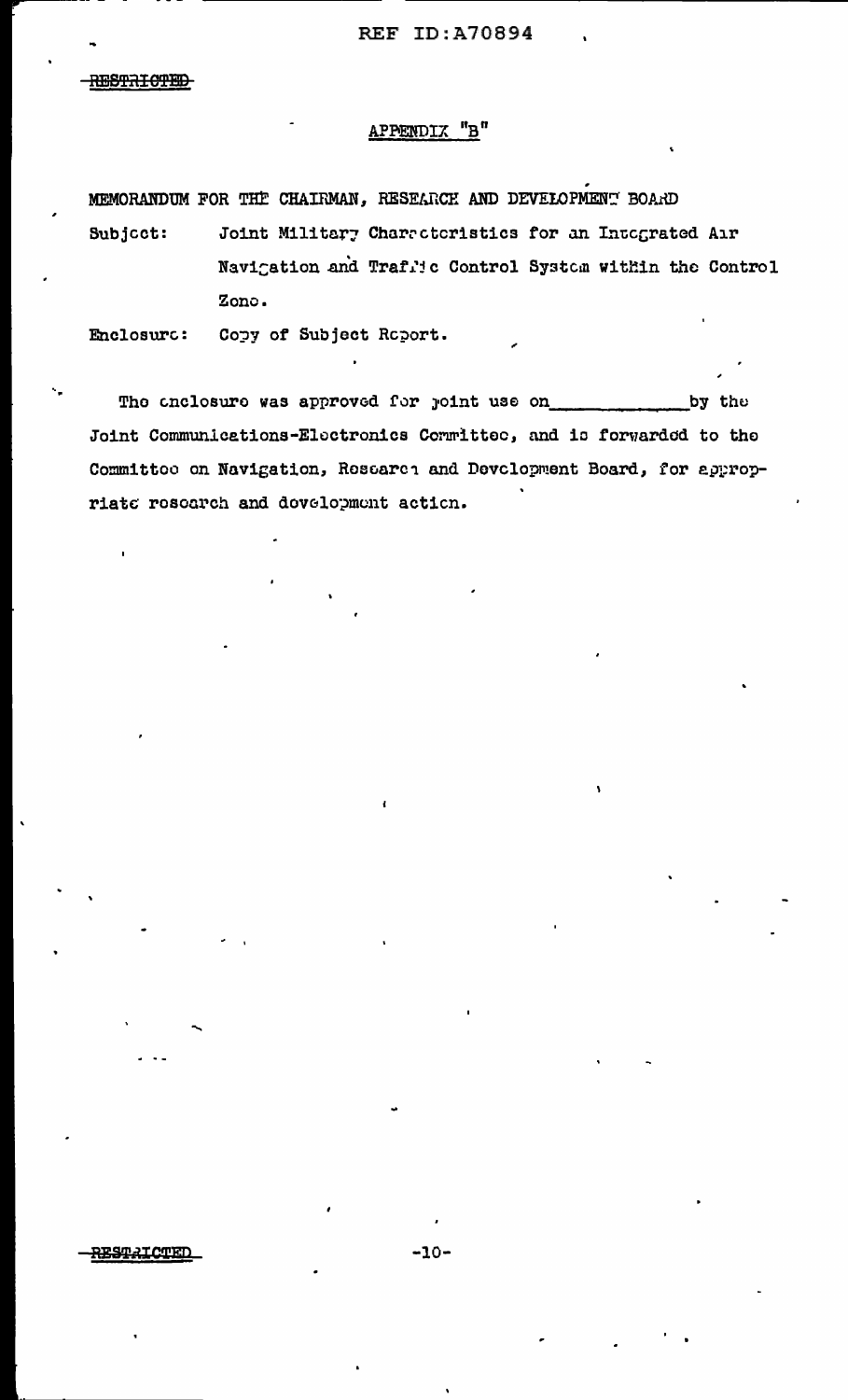REF ID:A70894

~~RESTRICTED~~

## APPENDIX "B"

MEMORANDUM FOR THE CHAIRMAN, RESEARCH AND DEVELOPMENT BOARD

Subject: Joint Military Characteristics for an Integrated Air Navigation and Traffic Control System within the Control Zone.

Enclosure: Copy of Subject Report.

The enclosure was approved for joint use on ____________ by the Joint Communications-Electronics Committee, and is forwarded to the Committee on Navigation, Research and Development Board, for appropriate research and development action.

~~RESTRICTED~~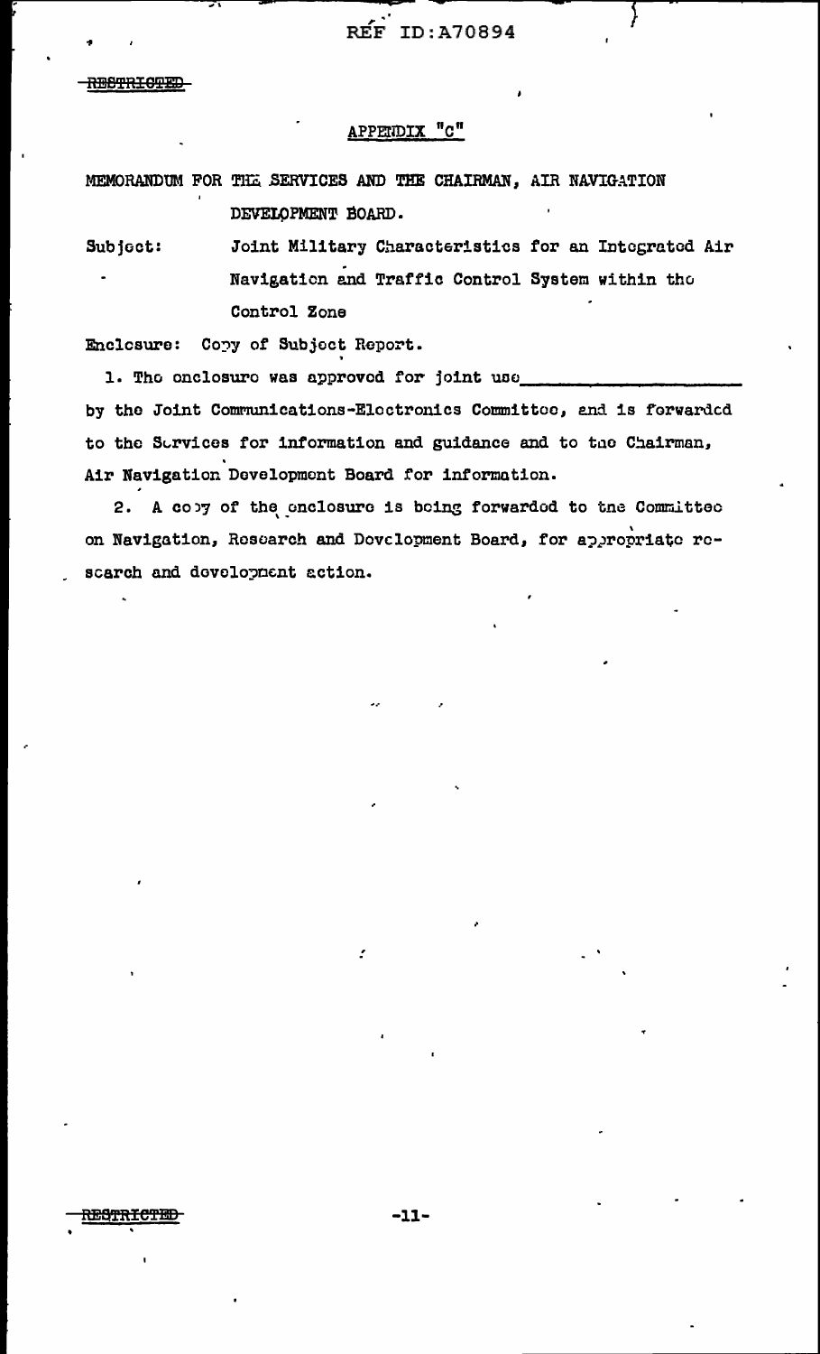REF ID:A70894

~~RESTRICTED~~

APPENDIX "C"

MEMORANDUM FOR THE SERVICES AND THE CHAIRMAN, AIR NAVIGATION DEVELOPMENT BOARD.

Subject: Joint Military Characteristics for an Integrated Air Navigation and Traffic Control System within the Control Zone

Enclosure: Copy of Subject Report.

1. The enclosure was approved for joint use\_\_\_\_\_\_\_\_\_\_\_\_\_\_\_\_\_\_\_\_ by the Joint Communications-Electronics Committee, and is forwarded to the Services for information and guidance and to the Chairman, Air Navigation Development Board for information.

2. A copy of the enclosure is being forwarded to the Committee on Navigation, Research and Development Board, for appropriate research and development action.

~~RESTRICTED~~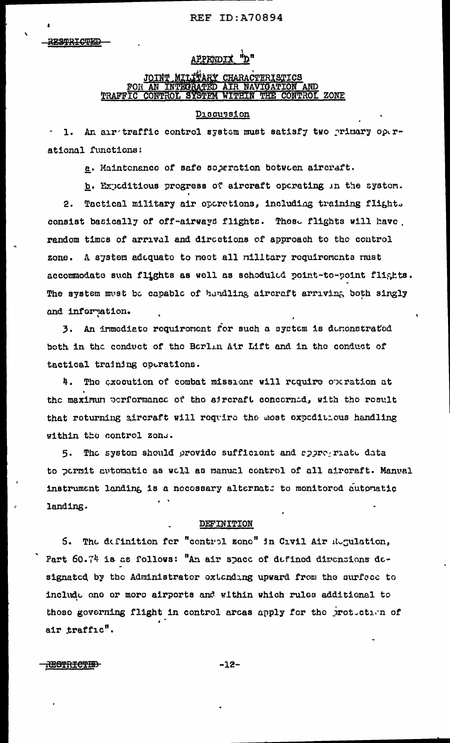RESTRICTED

# APPENDIX "D"

## JOINT MILITARY CHARACTERISTICS FOR AN INTEGRATED AIR NAVIGATION AND TRAFFIC CONTROL SYSTEM WITHIN THE CONTROL ZONE

### Discussion

1. An air traffic control system must satisfy two primary operational functions:

 a. Maintenance of safe separation between aircraft.

 b. Expeditious progress of aircraft operating in the system.

2. Tactical military air operations, including training flights consist basically of off-airways flights. These flights will have random times of arrival and directions of approach to the control zone. A system adequate to meet all military requirements must accommodate such flights as well as scheduled point-to-point flights. The system must be capable of handling aircraft arriving both singly and information.

3. An immediate requirement for such a system is demonstrated both in the conduct of the Berlin Air Lift and in the conduct of tactical training operations.

4. The execution of combat missions will require operation at the maximum performance of the aircraft concerned, with the result that returning aircraft will require the most expeditious handling within the control zone.

5. The system should provide sufficient and appropriate data to permit automatic as well as manual control of all aircraft. Manual instrument landing is a necessary alternate to monitored automatic landing.

### DEFINITION

6. The definition for "control zone" in Civil Air Regulation, Part 60.74 is as follows: "An air space of defined dimensions designated by the Administrator extending upward from the surface to include one or more airports and within which rules additional to those governing flight in control areas apply for the protection of air traffic".

RESTRICTED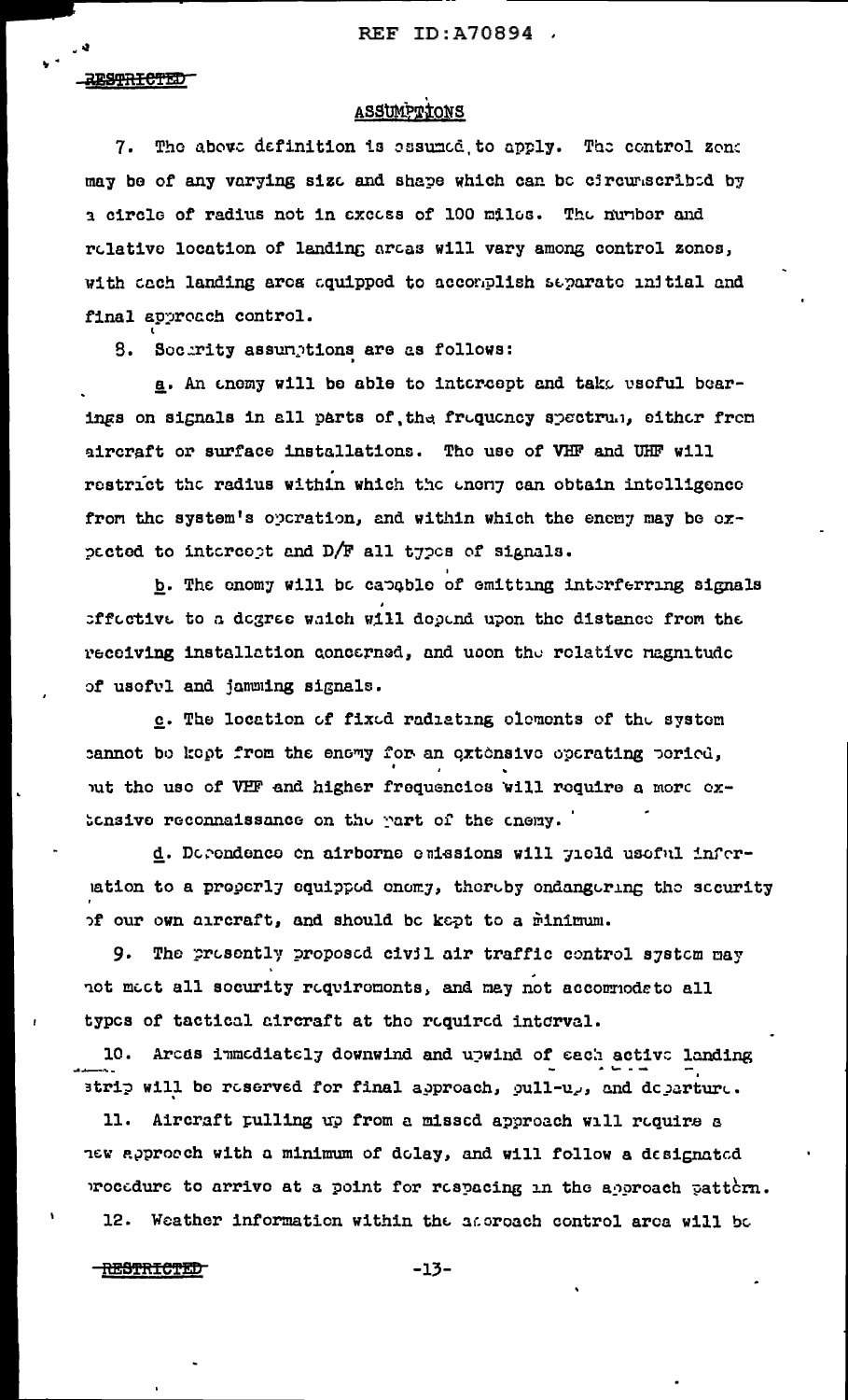## ASSUMPTIONS

7. The above definition is assumed to apply. The control zone may be of any varying size and shape which can be circumscribed by a circle of radius not in excess of 100 miles. The number and relative location of landing areas will vary among control zones, with each landing area equipped to accomplish separate initial and final approach control.

8. Security assumptions are as follows:

a. An enemy will be able to intercept and take useful bearings on signals in all parts of the frequency spectrum, either from aircraft or surface installations. The use of VHF and UHF will restrict the radius within which the enemy can obtain intelligence from the system's operation, and within which the enemy may be expected to intercept and D/F all types of signals.

b. The enemy will be capable of emitting interferring signals effective to a degree which will depend upon the distance from the receiving installation concerned, and upon the relative magnitude of useful and jamming signals.

c. The location of fixed radiating elements of the system cannot be kept from the enemy for an extensive operating period, but the use of VHF and higher frequencies will require a more extensive reconnaissance on the part of the enemy.

d. Dependence on airborne emissions will yield useful information to a properly equipped enemy, thereby endangering the security of our own aircraft, and should be kept to a minimum.

9. The presently proposed civil air traffic control system may not meet all security requirements, and may not accommodate to all types of tactical aircraft at the required interval.

10. Areas immediately downwind and upwind of each active landing strip will be reserved for final approach, pull-up, and departure.

11. Aircraft pulling up from a missed approach will require a new approach with a minimum of delay, and will follow a designated procedure to arrive at a point for respacing in the approach pattern.

12. Weather information within the approach control area will be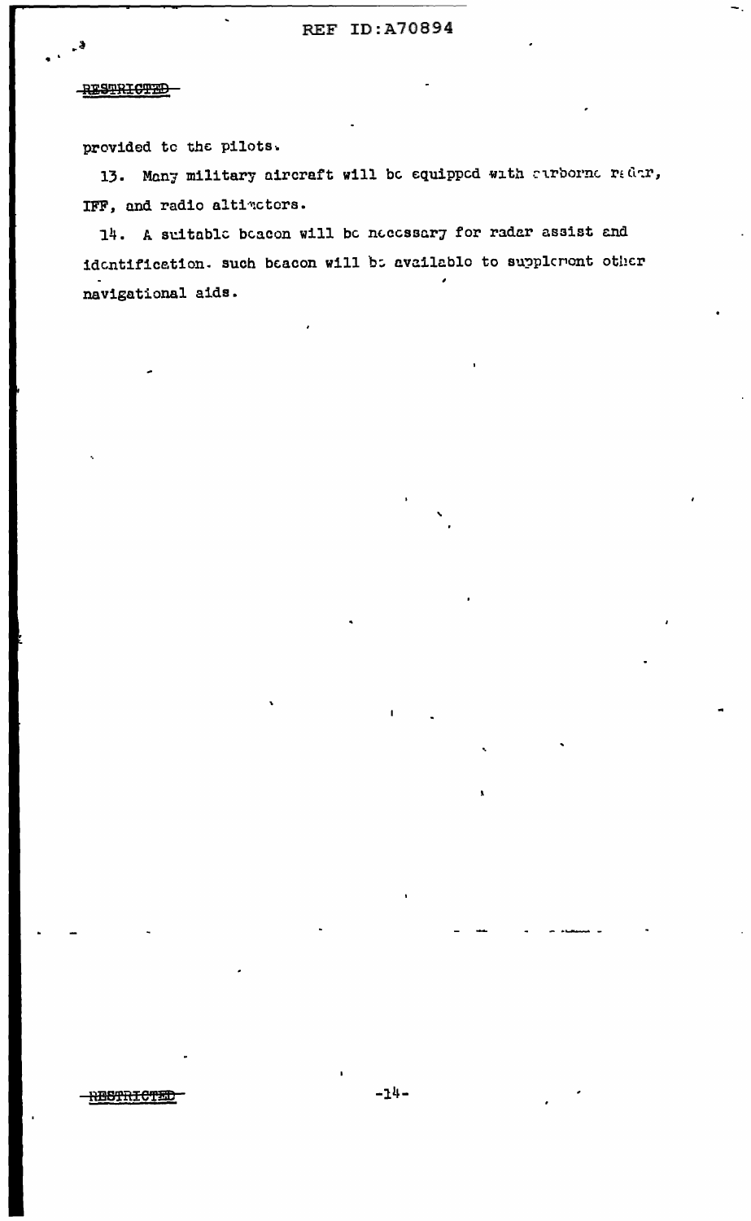RESTRICTED

provided to the pilots.

13. Many military aircraft will be equipped with airborne radar, IFF, and radio altimeters.

14. A suitable beacon will be necessary for radar assist and identification. such beacon will be available to supplement other navigational aids.

RESTRICTED